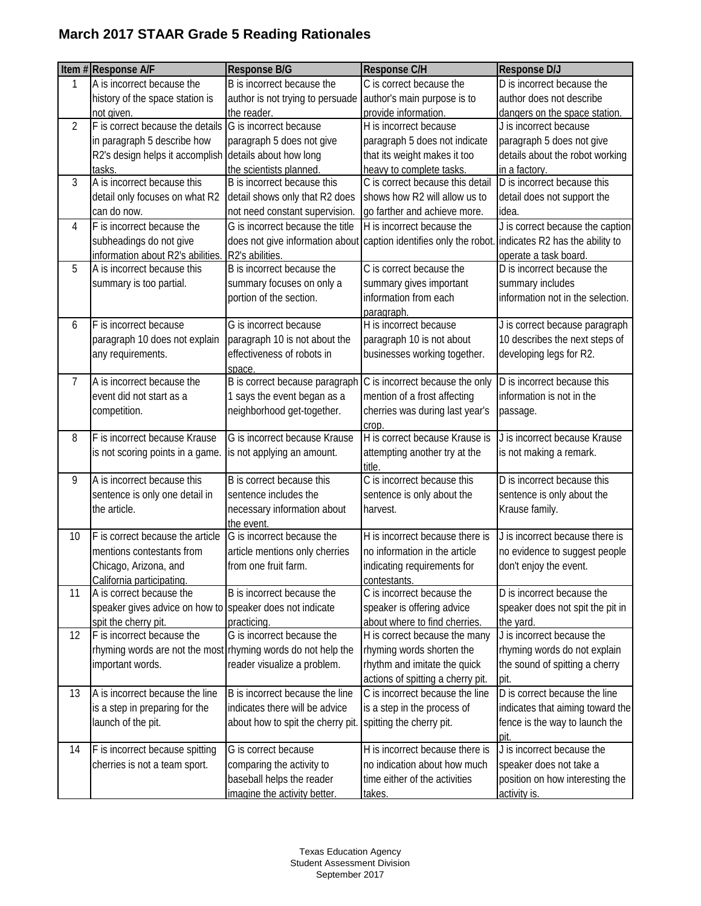# March 2017 STAAR Grade 5 Reading Rationales

| Item # | Response A/F | Response B/G | Response C/H | Response D/J |
|---|---|---|---|---|
| 1 | A is incorrect because the history of the space station is not given. | B is incorrect because the author is not trying to persuade the reader. | C is correct because the author's main purpose is to provide information. | D is incorrect because the author does not describe dangers on the space station. |
| 2 | F is correct because the details in paragraph 5 describe how R2's design helps it accomplish tasks. | G is incorrect because paragraph 5 does not give details about how long the scientists planned. | H is incorrect because paragraph 5 does not indicate that its weight makes it too heavy to complete tasks. | J is incorrect because paragraph 5 does not give details about the robot working in a factory. |
| 3 | A is incorrect because this detail only focuses on what R2 can do now. | B is incorrect because this detail shows only that R2 does not need constant supervision. | C is correct because this detail shows how R2 will allow us to go farther and achieve more. | D is incorrect because this detail does not support the idea. |
| 4 | F is incorrect because the subheadings do not give information about R2's abilities. | G is incorrect because the title does not give information about R2's abilities. | H is incorrect because the caption identifies only the robot. | J is correct because the caption indicates R2 has the ability to operate a task board. |
| 5 | A is incorrect because this summary is too partial. | B is incorrect because the summary focuses on only a portion of the section. | C is correct because the summary gives important information from each paragraph. | D is incorrect because the summary includes information not in the selection. |
| 6 | F is incorrect because paragraph 10 does not explain any requirements. | G is incorrect because paragraph 10 is not about the effectiveness of robots in space. | H is incorrect because paragraph 10 is not about businesses working together. | J is correct because paragraph 10 describes the next steps of developing legs for R2. |
| 7 | A is incorrect because the event did not start as a competition. | B is correct because paragraph 1 says the event began as a neighborhood get-together. | C is incorrect because the only mention of a frost affecting cherries was during last year's crop. | D is incorrect because this information is not in the passage. |
| 8 | F is incorrect because Krause is not scoring points in a game. | G is incorrect because Krause is not applying an amount. | H is correct because Krause is attempting another try at the title. | J is incorrect because Krause is not making a remark. |
| 9 | A is incorrect because this sentence is only one detail in the article. | B is correct because this sentence includes the necessary information about the event. | C is incorrect because this sentence is only about the harvest. | D is incorrect because this sentence is only about the Krause family. |
| 10 | F is correct because the article mentions contestants from Chicago, Arizona, and California participating. | G is incorrect because the article mentions only cherries from one fruit farm. | H is incorrect because there is no information in the article indicating requirements for contestants. | J is incorrect because there is no evidence to suggest people don't enjoy the event. |
| 11 | A is correct because the speaker gives advice on how to spit the cherry pit. | B is incorrect because the speaker does not indicate practicing. | C is incorrect because the speaker is offering advice about where to find cherries. | D is incorrect because the speaker does not spit the pit in the yard. |
| 12 | F is incorrect because the rhyming words are not the most important words. | G is incorrect because the rhyming words do not help the reader visualize a problem. | H is correct because the many rhyming words shorten the rhythm and imitate the quick actions of spitting a cherry pit. | J is incorrect because the rhyming words do not explain the sound of spitting a cherry pit. |
| 13 | A is incorrect because the line is a step in preparing for the launch of the pit. | B is incorrect because the line indicates there will be advice about how to spit the cherry pit. | C is incorrect because the line is a step in the process of spitting the cherry pit. | D is correct because the line indicates that aiming toward the fence is the way to launch the pit. |
| 14 | F is incorrect because spitting cherries is not a team sport. | G is correct because comparing the activity to baseball helps the reader imagine the activity better. | H is incorrect because there is no indication about how much time either of the activities takes. | J is incorrect because the speaker does not take a position on how interesting the activity is. |

Texas Education Agency
Student Assessment Division
September 2017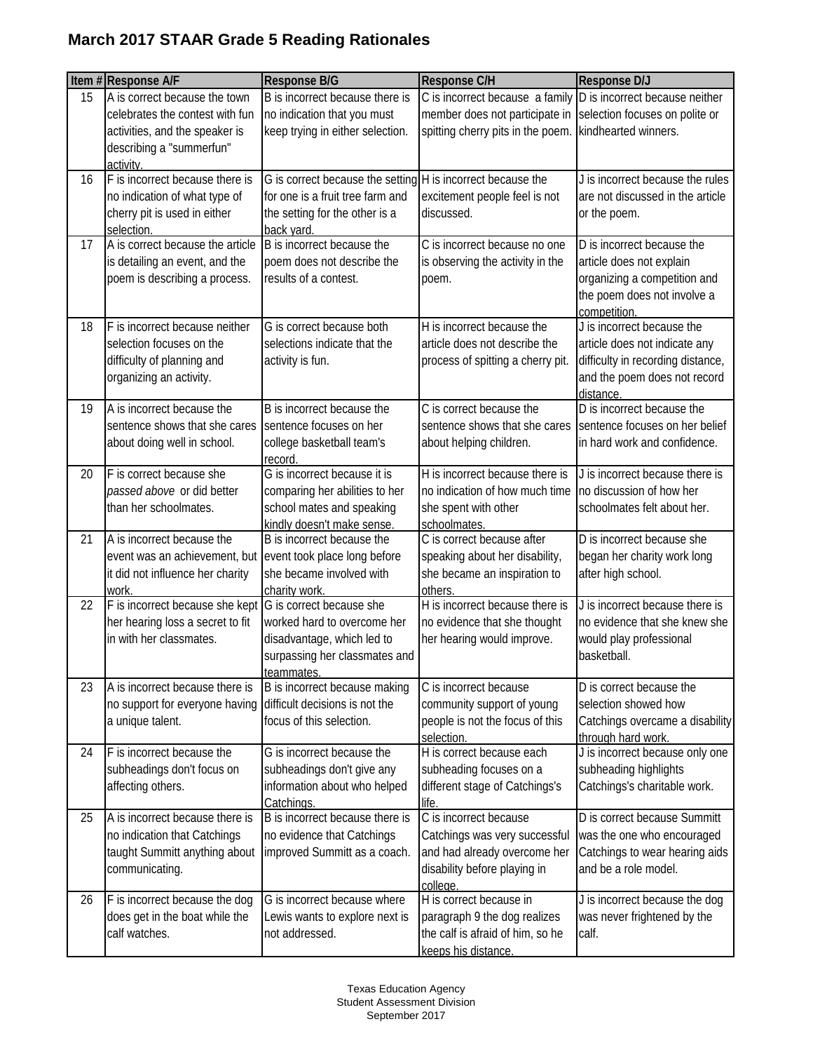# March 2017 STAAR Grade 5 Reading Rationales

| Item # | Response A/F | Response B/G | Response C/H | Response D/J |
|---|---|---|---|---|
| 15 | A is correct because the town celebrates the contest with fun activities, and the speaker is describing a "summerfun" activity. | B is incorrect because there is no indication that you must keep trying in either selection. | C is incorrect because a family member does not participate in spitting cherry pits in the poem. | D is incorrect because neither selection focuses on polite or kindhearted winners. |
| 16 | F is incorrect because there is no indication of what type of cherry pit is used in either selection. | G is correct because the setting for one is a fruit tree farm and the setting for the other is a back yard. | H is incorrect because the excitement people feel is not discussed. | J is incorrect because the rules are not discussed in the article or the poem. |
| 17 | A is correct because the article is detailing an event, and the poem is describing a process. | B is incorrect because the poem does not describe the results of a contest. | C is incorrect because no one is observing the activity in the poem. | D is incorrect because the article does not explain organizing a competition and the poem does not involve a competition. |
| 18 | F is incorrect because neither selection focuses on the difficulty of planning and organizing an activity. | G is correct because both selections indicate that the activity is fun. | H is incorrect because the article does not describe the process of spitting a cherry pit. | J is incorrect because the article does not indicate any difficulty in recording distance, and the poem does not record distance. |
| 19 | A is incorrect because the sentence shows that she cares about doing well in school. | B is incorrect because the sentence focuses on her college basketball team's record. | C is correct because the sentence shows that she cares about helping children. | D is incorrect because the sentence focuses on her belief in hard work and confidence. |
| 20 | F is correct because she *passed above* or did better than her schoolmates. | G is incorrect because it is comparing her abilities to her school mates and speaking kindly doesn't make sense. | H is incorrect because there is no indication of how much time she spent with other schoolmates. | J is incorrect because there is no discussion of how her schoolmates felt about her. |
| 21 | A is incorrect because the event was an achievement, but it did not influence her charity work. | B is incorrect because the event took place long before she became involved with charity work. | C is correct because after speaking about her disability, she became an inspiration to others. | D is incorrect because she began her charity work long after high school. |
| 22 | F is incorrect because she kept her hearing loss a secret to fit in with her classmates. | G is correct because she worked hard to overcome her disadvantage, which led to surpassing her classmates and teammates. | H is incorrect because there is no evidence that she thought her hearing would improve. | J is incorrect because there is no evidence that she knew she would play professional basketball. |
| 23 | A is incorrect because there is no support for everyone having a unique talent. | B is incorrect because making difficult decisions is not the focus of this selection. | C is incorrect because community support of young people is not the focus of this selection. | D is correct because the selection showed how Catchings overcame a disability through hard work. |
| 24 | F is incorrect because the subheadings don't focus on affecting others. | G is incorrect because the subheadings don't give any information about who helped Catchings. | H is incorrect because each subheading focuses on a different stage of Catchings's life. | J is incorrect because only one subheading highlights Catchings's charitable work. |
| 25 | A is incorrect because there is no indication that Catchings taught Summitt anything about communicating. | B is incorrect because there is no evidence that Catchings improved Summitt as a coach. | C is incorrect because Catchings was very successful and had already overcome her disability before playing in college. | D is correct because Summitt was the one who encouraged Catchings to wear hearing aids and be a role model. |
| 26 | F is incorrect because the dog does get in the boat while the calf watches. | G is incorrect because where Lewis wants to explore next is not addressed. | H is correct because in paragraph 9 the dog realizes the calf is afraid of him, so he keeps his distance. | J is incorrect because the dog was never frightened by the calf. |

Texas Education Agency
Student Assessment Division
September 2017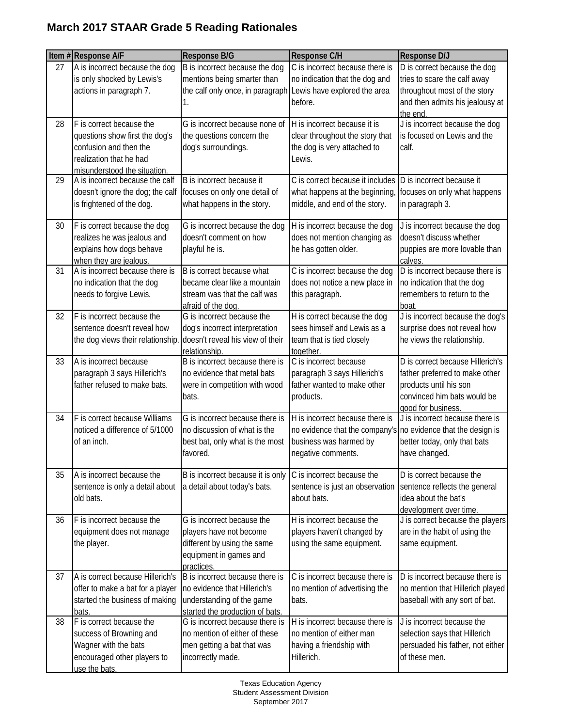# March 2017 STAAR Grade 5 Reading Rationales

| Item # | Response A/F | Response B/G | Response C/H | Response D/J |
|---|---|---|---|---|
| 27 | A is incorrect because the dog is only shocked by Lewis's actions in paragraph 7. | B is incorrect because the dog mentions being smarter than the calf only once, in paragraph 1. | C is incorrect because there is no indication that the dog and Lewis have explored the area before. | D is correct because the dog tries to scare the calf away throughout most of the story and then admits his jealousy at the end. |
| 28 | F is correct because the questions show first the dog's confusion and then the realization that he had misunderstood the situation. | G is incorrect because none of the questions concern the dog's surroundings. | H is incorrect because it is clear throughout the story that the dog is very attached to Lewis. | J is incorrect because the dog is focused on Lewis and the calf. |
| 29 | A is incorrect because the calf doesn't ignore the dog; the calf is frightened of the dog. | B is incorrect because it focuses on only one detail of what happens in the story. | C is correct because it includes what happens at the beginning, middle, and end of the story. | D is incorrect because it focuses on only what happens in paragraph 3. |
| 30 | F is correct because the dog realizes he was jealous and explains how dogs behave when they are jealous. | G is incorrect because the dog doesn't comment on how playful he is. | H is incorrect because the dog does not mention changing as he has gotten older. | J is incorrect because the dog doesn't discuss whether puppies are more lovable than calves. |
| 31 | A is incorrect because there is no indication that the dog needs to forgive Lewis. | B is correct because what became clear like a mountain stream was that the calf was afraid of the dog. | C is incorrect because the dog does not notice a new place in this paragraph. | D is incorrect because there is no indication that the dog remembers to return to the boat. |
| 32 | F is incorrect because the sentence doesn't reveal how the dog views their relationship. | G is incorrect because the dog's incorrect interpretation doesn't reveal his view of their relationship. | H is correct because the dog sees himself and Lewis as a team that is tied closely together. | J is incorrect because the dog's surprise does not reveal how he views the relationship. |
| 33 | A is incorrect because paragraph 3 says Hillerich's father refused to make bats. | B is incorrect because there is no evidence that metal bats were in competition with wood bats. | C is incorrect because paragraph 3 says Hillerich's father wanted to make other products. | D is correct because Hillerich's father preferred to make other products until his son convinced him bats would be good for business. |
| 34 | F is correct because Williams noticed a difference of 5/1000 of an inch. | G is incorrect because there is no discussion of what is the best bat, only what is the most favored. | H is incorrect because there is no evidence that the company's business was harmed by negative comments. | J is incorrect because there is no evidence that the design is better today, only that bats have changed. |
| 35 | A is incorrect because the sentence is only a detail about old bats. | B is incorrect because it is only a detail about today's bats. | C is incorrect because the sentence is just an observation about bats. | D is correct because the sentence reflects the general idea about the bat's development over time. |
| 36 | F is incorrect because the equipment does not manage the player. | G is incorrect because the players have not become different by using the same equipment in games and practices. | H is incorrect because the players haven't changed by using the same equipment. | J is correct because the players are in the habit of using the same equipment. |
| 37 | A is correct because Hillerich's offer to make a bat for a player started the business of making bats. | B is incorrect because there is no evidence that Hillerich's understanding of the game started the production of bats. | C is incorrect because there is no mention of advertising the bats. | D is incorrect because there is no mention that Hillerich played baseball with any sort of bat. |
| 38 | F is correct because the success of Browning and Wagner with the bats encouraged other players to use the bats. | G is incorrect because there is no mention of either of these men getting a bat that was incorrectly made. | H is incorrect because there is no mention of either man having a friendship with Hillerich. | J is incorrect because the selection says that Hillerich persuaded his father, not either of these men. |

Texas Education Agency
Student Assessment Division
September 2017